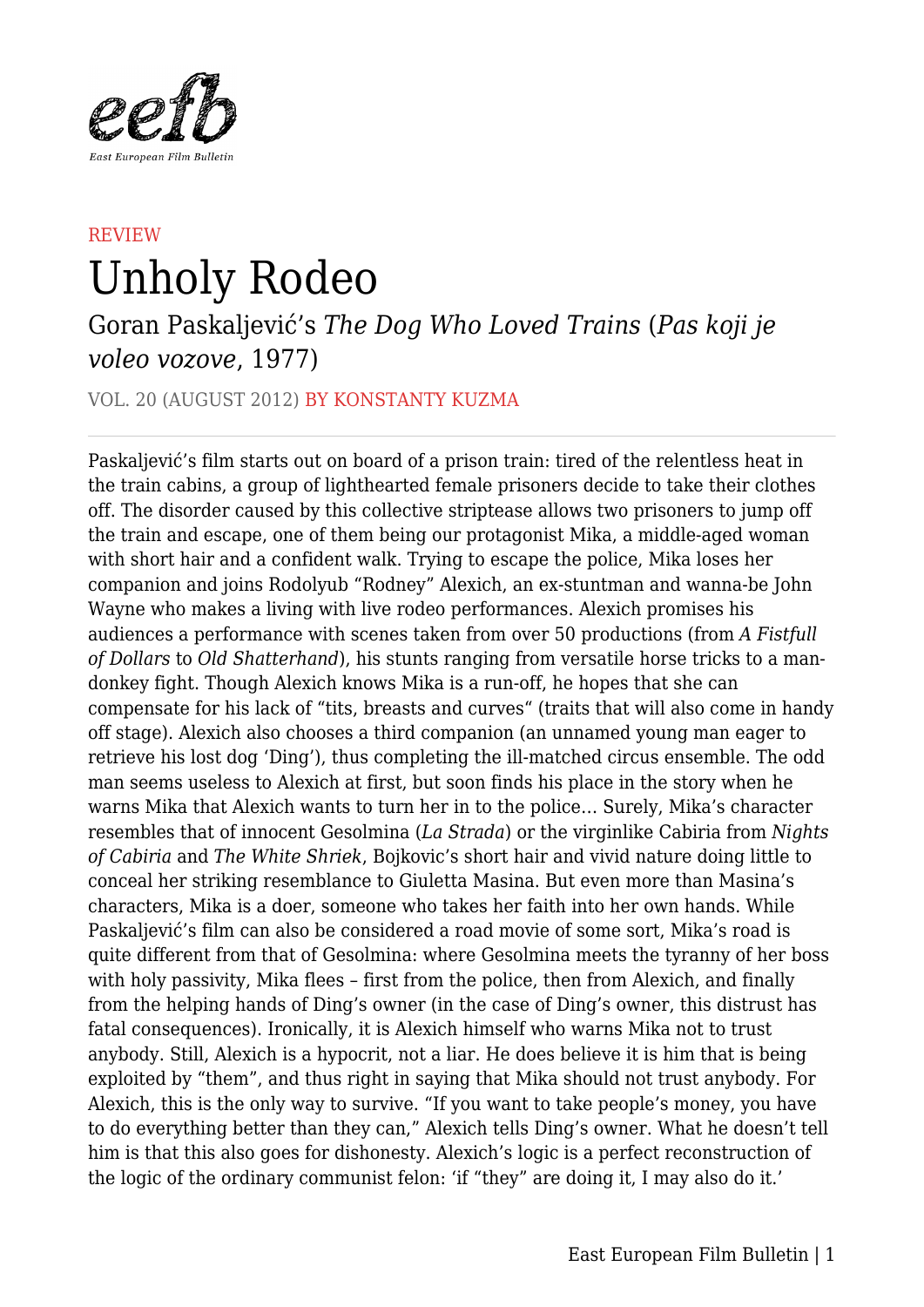REVIEW

# Unholy Rodeo

## Goran Paskaljević's *The Dog Who Loved Trains* (*Pas koji je voleo vozove*, 1977)

VOL. 20 (AUGUST 2012) BY KONSTANTY KUZMA

Paskaljević's film starts out on board of a prison train: tired of the relentless heat in the train cabins, a group of lighthearted female prisoners decide to take their clothes off. The disorder caused by this collective striptease allows two prisoners to jump off the train and escape, one of them being our protagonist Mika, a middle-aged woman with short hair and a confident walk. Trying to escape the police, Mika loses her companion and joins Rodolyub "Rodney" Alexich, an ex-stuntman and wanna-be John Wayne who makes a living with live rodeo performances. Alexich promises his audiences a performance with scenes taken from over 50 productions (from *A Fistfull of Dollars* to *Old Shatterhand*), his stunts ranging from versatile horse tricks to a man-donkey fight. Though Alexich knows Mika is a run-off, he hopes that she can compensate for his lack of "tits, breasts and curves" (traits that will also come in handy off stage). Alexich also chooses a third companion (an unnamed young man eager to retrieve his lost dog 'Ding'), thus completing the ill-matched circus ensemble. The odd man seems useless to Alexich at first, but soon finds his place in the story when he warns Mika that Alexich wants to turn her in to the police… Surely, Mika's character resembles that of innocent Gesolmina (*La Strada*) or the virginlike Cabiria from *Nights of Cabiria* and *The White Shriek*, Bojkovic's short hair and vivid nature doing little to conceal her striking resemblance to Giuletta Masina. But even more than Masina's characters, Mika is a doer, someone who takes her faith into her own hands. While Paskaljević's film can also be considered a road movie of some sort, Mika's road is quite different from that of Gesolmina: where Gesolmina meets the tyranny of her boss with holy passivity, Mika flees – first from the police, then from Alexich, and finally from the helping hands of Ding's owner (in the case of Ding's owner, this distrust has fatal consequences). Ironically, it is Alexich himself who warns Mika not to trust anybody. Still, Alexich is a hypocrit, not a liar. He does believe it is him that is being exploited by "them", and thus right in saying that Mika should not trust anybody. For Alexich, this is the only way to survive. "If you want to take people's money, you have to do everything better than they can," Alexich tells Ding's owner. What he doesn't tell him is that this also goes for dishonesty. Alexich's logic is a perfect reconstruction of the logic of the ordinary communist felon: 'if "they" are doing it, I may also do it.'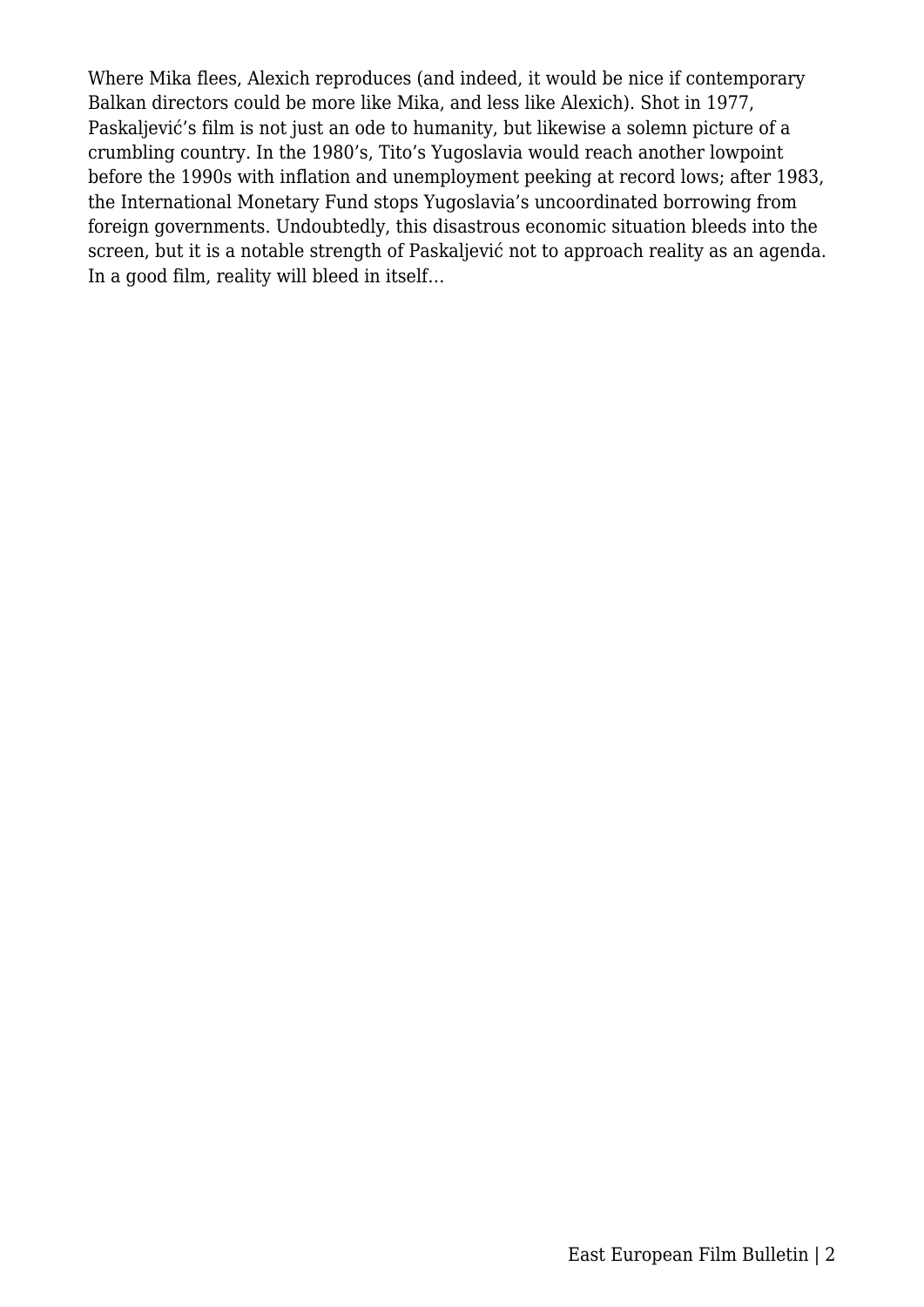Where Mika flees, Alexich reproduces (and indeed, it would be nice if contemporary Balkan directors could be more like Mika, and less like Alexich). Shot in 1977, Paskaljević's film is not just an ode to humanity, but likewise a solemn picture of a crumbling country. In the 1980's, Tito's Yugoslavia would reach another lowpoint before the 1990s with inflation and unemployment peeking at record lows; after 1983, the International Monetary Fund stops Yugoslavia's uncoordinated borrowing from foreign governments. Undoubtedly, this disastrous economic situation bleeds into the screen, but it is a notable strength of Paskaljević not to approach reality as an agenda. In a good film, reality will bleed in itself…